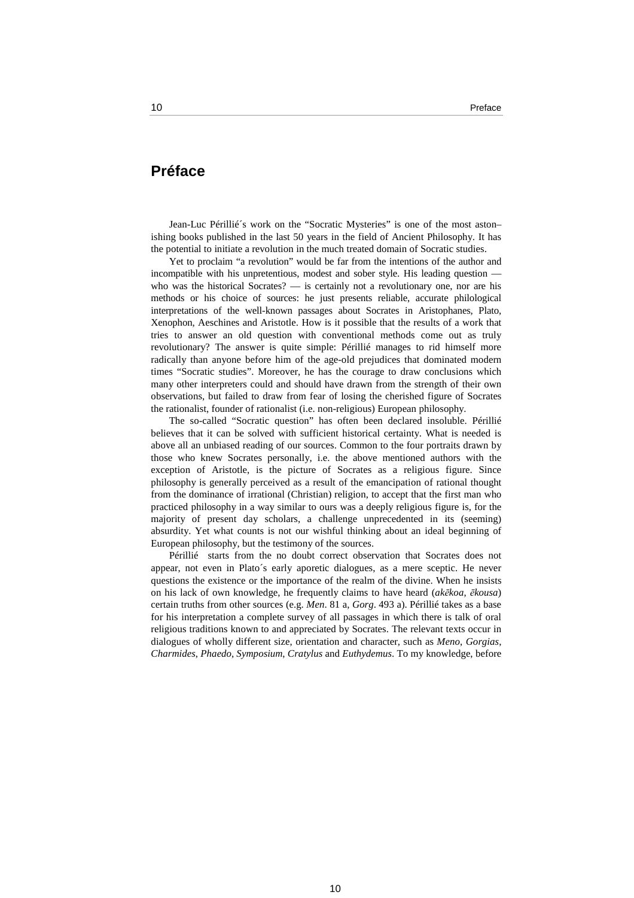# Préface

Jean-Luc Périllié´s work on the "Socratic Mysteries" is one of the most aston–ishing books published in the last 50 years in the field of Ancient Philosophy. It has the potential to initiate a revolution in the much treated domain of Socratic studies.

Yet to proclaim "a revolution" would be far from the intentions of the author and incompatible with his unpretentious, modest and sober style. His leading question — who was the historical Socrates? — is certainly not a revolutionary one, nor are his methods or his choice of sources: he just presents reliable, accurate philological interpretations of the well-known passages about Socrates in Aristophanes, Plato, Xenophon, Aeschines and Aristotle. How is it possible that the results of a work that tries to answer an old question with conventional methods come out as truly revolutionary? The answer is quite simple: Périllié manages to rid himself more radically than anyone before him of the age-old prejudices that dominated modern times "Socratic studies". Moreover, he has the courage to draw conclusions which many other interpreters could and should have drawn from the strength of their own observations, but failed to draw from fear of losing the cherished figure of Socrates the rationalist, founder of rationalist (i.e. non-religious) European philosophy.

The so-called "Socratic question" has often been declared insoluble. Périllié believes that it can be solved with sufficient historical certainty. What is needed is above all an unbiased reading of our sources. Common to the four portraits drawn by those who knew Socrates personally, i.e. the above mentioned authors with the exception of Aristotle, is the picture of Socrates as a religious figure. Since philosophy is generally perceived as a result of the emancipation of rational thought from the dominance of irrational (Christian) religion, to accept that the first man who practiced philosophy in a way similar to ours was a deeply religious figure is, for the majority of present day scholars, a challenge unprecedented in its (seeming) absurdity. Yet what counts is not our wishful thinking about an ideal beginning of European philosophy, but the testimony of the sources.

Périllié starts from the no doubt correct observation that Socrates does not appear, not even in Plato´s early aporetic dialogues, as a mere sceptic. He never questions the existence or the importance of the realm of the divine. When he insists on his lack of own knowledge, he frequently claims to have heard (*akēkoa*, *ēkousa*) certain truths from other sources (e.g. *Men*. 81 a, *Gorg*. 493 a). Périllié takes as a base for his interpretation a complete survey of all passages in which there is talk of oral religious traditions known to and appreciated by Socrates. The relevant texts occur in dialogues of wholly different size, orientation and character, such as *Meno*, *Gorgias*, *Charmides*, *Phaedo*, *Symposium*, *Cratylus* and *Euthydemus*. To my knowledge, before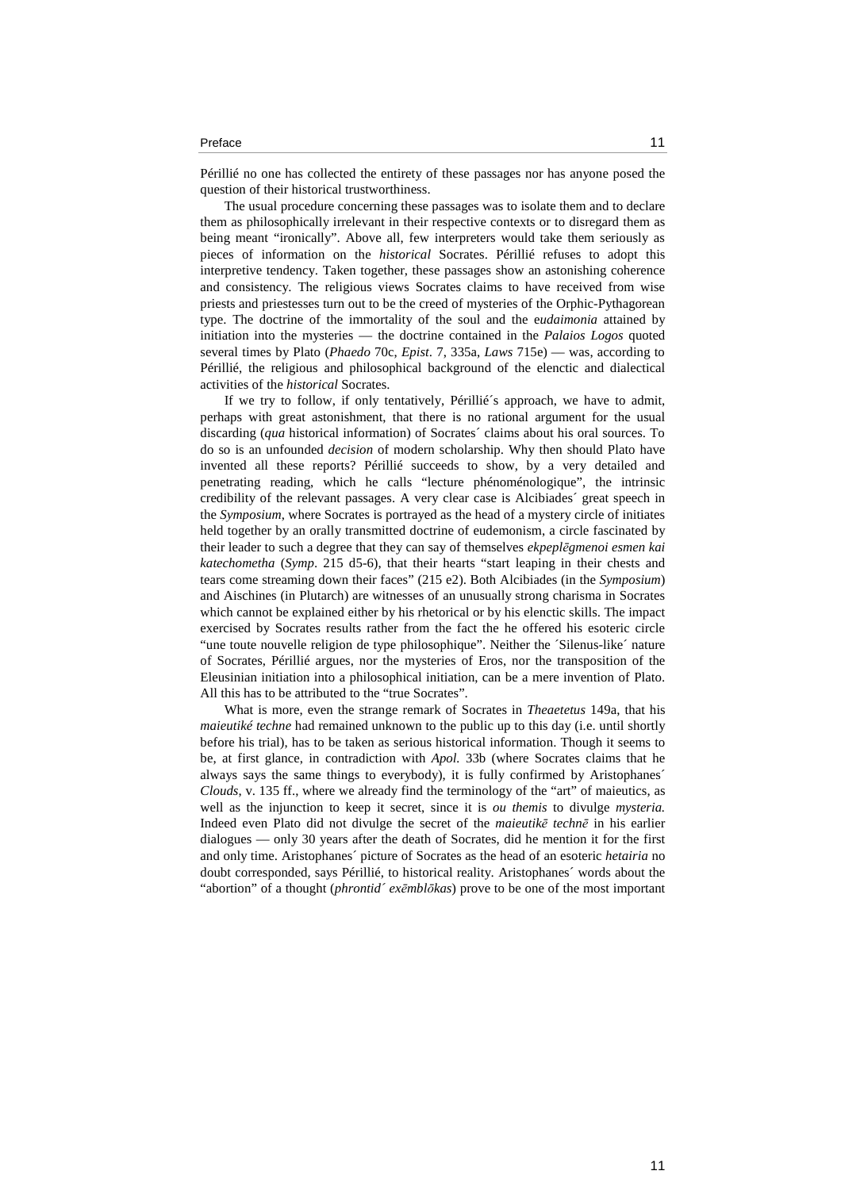Périllié no one has collected the entirety of these passages nor has anyone posed the question of their historical trustworthiness.

The usual procedure concerning these passages was to isolate them and to declare them as philosophically irrelevant in their respective contexts or to disregard them as being meant "ironically". Above all, few interpreters would take them seriously as pieces of information on the *historical* Socrates. Périllié refuses to adopt this interpretive tendency. Taken together, these passages show an astonishing coherence and consistency. The religious views Socrates claims to have received from wise priests and priestesses turn out to be the creed of mysteries of the Orphic-Pythagorean type. The doctrine of the immortality of the soul and the e*udaimonia* attained by initiation into the mysteries — the doctrine contained in the *Palaios Logos* quoted several times by Plato (*Phaedo* 70c, *Epist*. 7, 335a, *Laws* 715e) — was, according to Périllié, the religious and philosophical background of the elenctic and dialectical activities of the *historical* Socrates.

If we try to follow, if only tentatively, Périllié´s approach, we have to admit, perhaps with great astonishment, that there is no rational argument for the usual discarding (*qua* historical information) of Socrates´ claims about his oral sources. To do so is an unfounded *decision* of modern scholarship. Why then should Plato have invented all these reports? Périllié succeeds to show, by a very detailed and penetrating reading, which he calls "lecture phénoménologique", the intrinsic credibility of the relevant passages. A very clear case is Alcibiades´ great speech in the *Symposium*, where Socrates is portrayed as the head of a mystery circle of initiates held together by an orally transmitted doctrine of eudemonism, a circle fascinated by their leader to such a degree that they can say of themselves *ekpeplēgmenoi esmen kai katechometha* (*Symp*. 215 d5-6), that their hearts "start leaping in their chests and tears come streaming down their faces" (215 e2). Both Alcibiades (in the *Symposium*) and Aischines (in Plutarch) are witnesses of an unusually strong charisma in Socrates which cannot be explained either by his rhetorical or by his elenctic skills. The impact exercised by Socrates results rather from the fact the he offered his esoteric circle "une toute nouvelle religion de type philosophique". Neither the ´Silenus-like´ nature of Socrates, Périllié argues, nor the mysteries of Eros, nor the transposition of the Eleusinian initiation into a philosophical initiation, can be a mere invention of Plato. All this has to be attributed to the "true Socrates".

What is more, even the strange remark of Socrates in *Theaetetus* 149a, that his *maieutiké techne* had remained unknown to the public up to this day (i.e. until shortly before his trial), has to be taken as serious historical information. Though it seems to be, at first glance, in contradiction with *Apol.* 33b (where Socrates claims that he always says the same things to everybody), it is fully confirmed by Aristophanes´ *Clouds*, v. 135 ff., where we already find the terminology of the "art" of maieutics, as well as the injunction to keep it secret, since it is *ou themis* to divulge *mysteria.* Indeed even Plato did not divulge the secret of the *maieutikē technē* in his earlier dialogues — only 30 years after the death of Socrates, did he mention it for the first and only time. Aristophanes´ picture of Socrates as the head of an esoteric *hetairia* no doubt corresponded, says Périllié, to historical reality. Aristophanes´ words about the "abortion" of a thought (*phrontid´ exēmblōkas*) prove to be one of the most important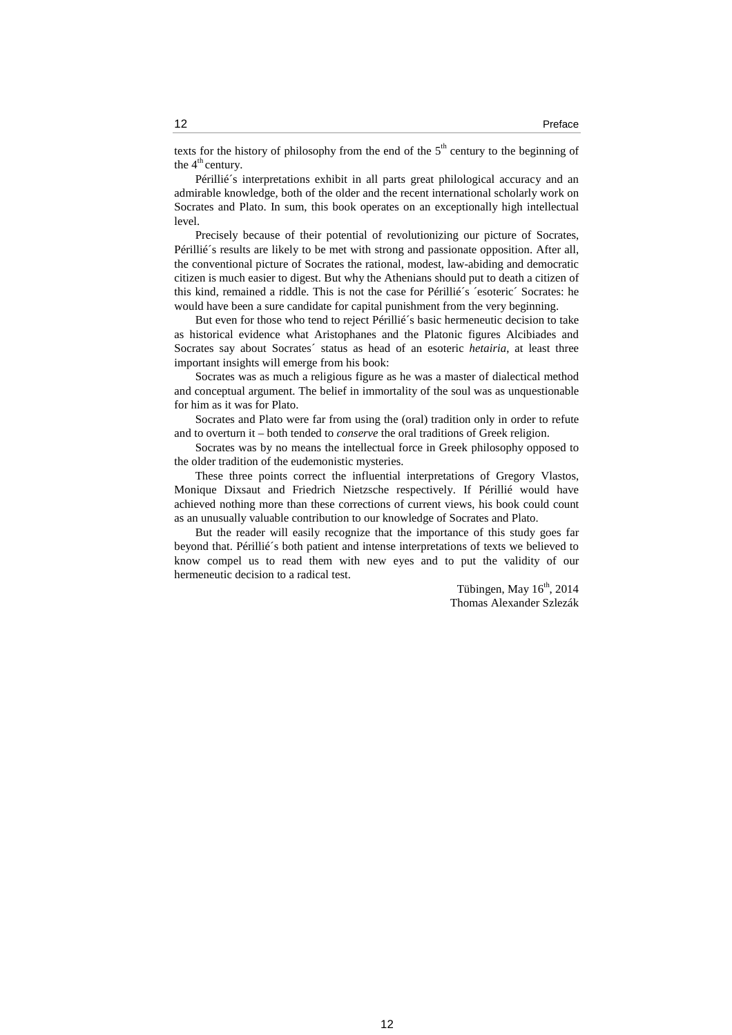texts for the history of philosophy from the end of the 5th century to the beginning of the 4th century.

Périllié´s interpretations exhibit in all parts great philological accuracy and an admirable knowledge, both of the older and the recent international scholarly work on Socrates and Plato. In sum, this book operates on an exceptionally high intellectual level.

Precisely because of their potential of revolutionizing our picture of Socrates, Périllié´s results are likely to be met with strong and passionate opposition. After all, the conventional picture of Socrates the rational, modest, law-abiding and democratic citizen is much easier to digest. But why the Athenians should put to death a citizen of this kind, remained a riddle. This is not the case for Périllié´s ´esoteric´ Socrates: he would have been a sure candidate for capital punishment from the very beginning.

But even for those who tend to reject Périllié´s basic hermeneutic decision to take as historical evidence what Aristophanes and the Platonic figures Alcibiades and Socrates say about Socrates´ status as head of an esoteric *hetairia*, at least three important insights will emerge from his book:

Socrates was as much a religious figure as he was a master of dialectical method and conceptual argument. The belief in immortality of the soul was as unquestionable for him as it was for Plato.

Socrates and Plato were far from using the (oral) tradition only in order to refute and to overturn it – both tended to *conserve* the oral traditions of Greek religion.

Socrates was by no means the intellectual force in Greek philosophy opposed to the older tradition of the eudemonistic mysteries.

These three points correct the influential interpretations of Gregory Vlastos, Monique Dixsaut and Friedrich Nietzsche respectively. If Périllié would have achieved nothing more than these corrections of current views, his book could count as an unusually valuable contribution to our knowledge of Socrates and Plato.

But the reader will easily recognize that the importance of this study goes far beyond that. Périllié´s both patient and intense interpretations of texts we believed to know compel us to read them with new eyes and to put the validity of our hermeneutic decision to a radical test.

Tübingen, May 16th, 2014
Thomas Alexander Szlezák